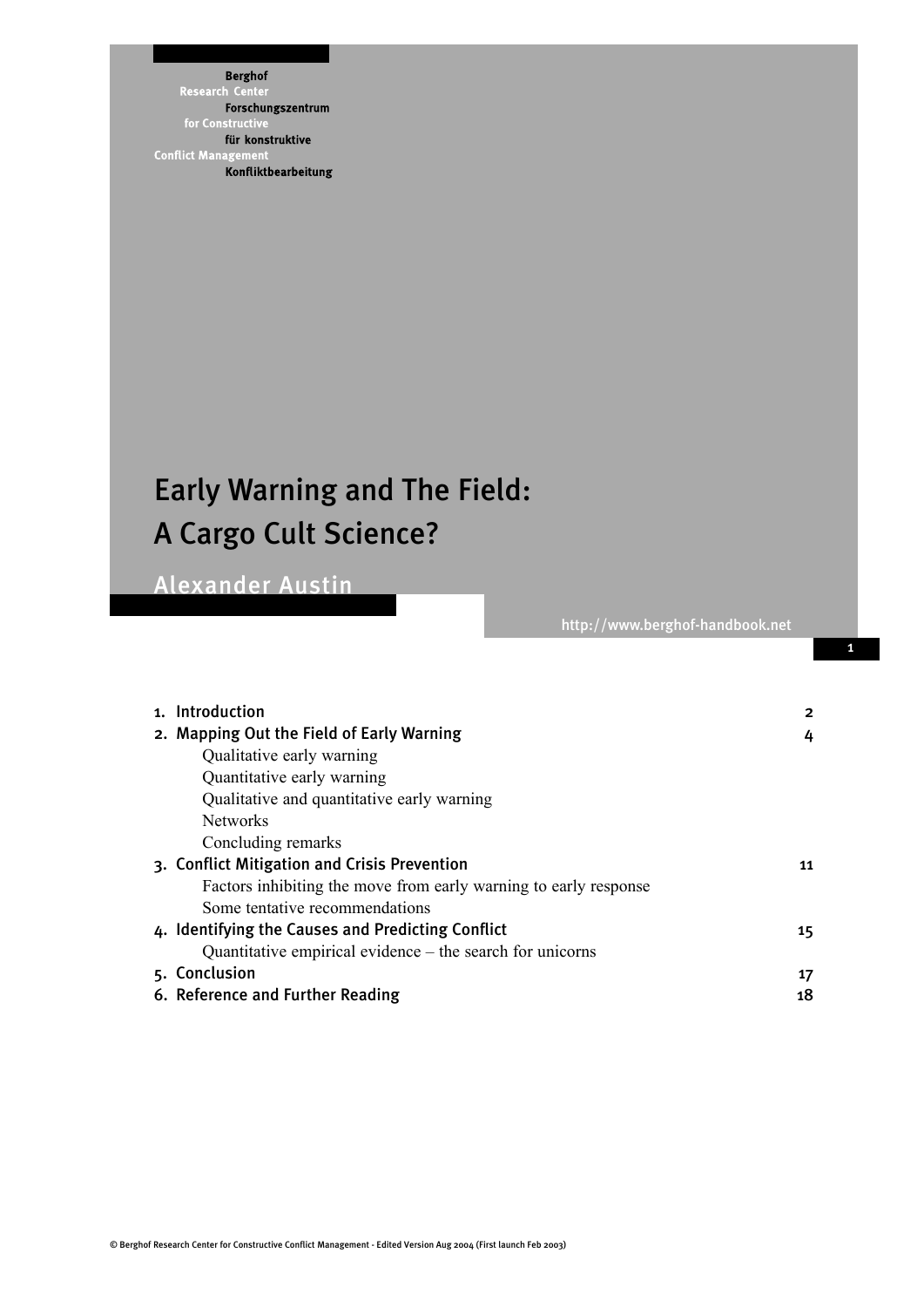Berghof Research Center for Constructive Conflict Management

Berghof Forschungszentrum für konstruktive Konfliktbearbeitung

# Early Warning and The Field: A Cargo Cult Science?

## Alexander Austin

http://www.berghof-handbook.net

| | |
|---|---|
| 1. Introduction | 2 |
| 2. Mapping Out the Field of Early Warning | 4 |
| Qualitative early warning | |
| Quantitative early warning | |
| Qualitative and quantitative early warning | |
| Networks | |
| Concluding remarks | |
| 3. Conflict Mitigation and Crisis Prevention | 11 |
| Factors inhibiting the move from early warning to early response | |
| Some tentative recommendations | |
| 4. Identifying the Causes and Predicting Conflict | 15 |
| Quantitative empirical evidence – the search for unicorns | |
| 5. Conclusion | 17 |
| 6. Reference and Further Reading | 18 |

© Berghof Research Center for Constructive Conflict Management - Edited Version Aug 2004 (First launch Feb 2003)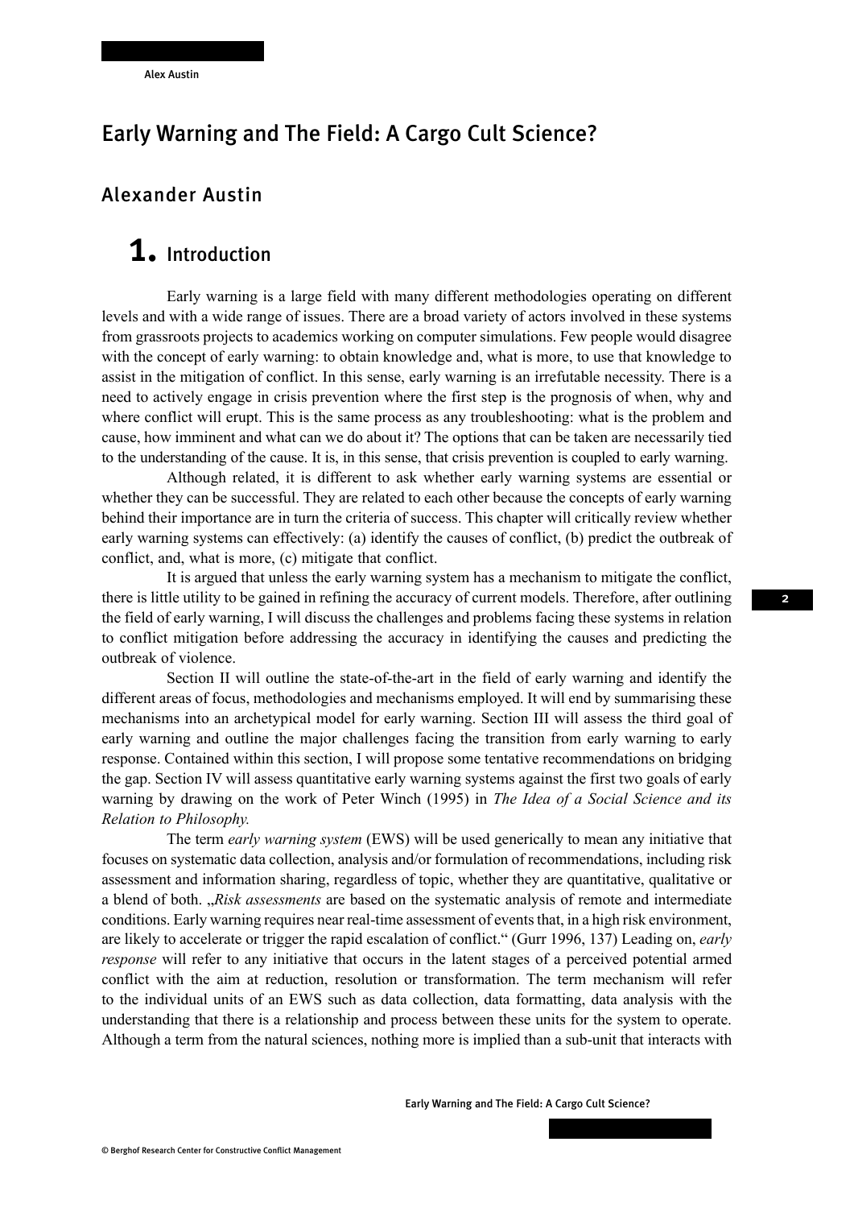# Early Warning and The Field: A Cargo Cult Science?

## Alexander Austin

## 1. Introduction

Early warning is a large field with many different methodologies operating on different levels and with a wide range of issues. There are a broad variety of actors involved in these systems from grassroots projects to academics working on computer simulations. Few people would disagree with the concept of early warning: to obtain knowledge and, what is more, to use that knowledge to assist in the mitigation of conflict. In this sense, early warning is an irrefutable necessity. There is a need to actively engage in crisis prevention where the first step is the prognosis of when, why and where conflict will erupt. This is the same process as any troubleshooting: what is the problem and cause, how imminent and what can we do about it? The options that can be taken are necessarily tied to the understanding of the cause. It is, in this sense, that crisis prevention is coupled to early warning.

Although related, it is different to ask whether early warning systems are essential or whether they can be successful. They are related to each other because the concepts of early warning behind their importance are in turn the criteria of success. This chapter will critically review whether early warning systems can effectively: (a) identify the causes of conflict, (b) predict the outbreak of conflict, and, what is more, (c) mitigate that conflict.

It is argued that unless the early warning system has a mechanism to mitigate the conflict, there is little utility to be gained in refining the accuracy of current models. Therefore, after outlining the field of early warning, I will discuss the challenges and problems facing these systems in relation to conflict mitigation before addressing the accuracy in identifying the causes and predicting the outbreak of violence.

Section II will outline the state-of-the-art in the field of early warning and identify the different areas of focus, methodologies and mechanisms employed. It will end by summarising these mechanisms into an archetypical model for early warning. Section III will assess the third goal of early warning and outline the major challenges facing the transition from early warning to early response. Contained within this section, I will propose some tentative recommendations on bridging the gap. Section IV will assess quantitative early warning systems against the first two goals of early warning by drawing on the work of Peter Winch (1995) in *The Idea of a Social Science and its Relation to Philosophy.*

The term *early warning system* (EWS) will be used generically to mean any initiative that focuses on systematic data collection, analysis and/or formulation of recommendations, including risk assessment and information sharing, regardless of topic, whether they are quantitative, qualitative or a blend of both. „*Risk assessments* are based on the systematic analysis of remote and intermediate conditions. Early warning requires near real-time assessment of events that, in a high risk environment, are likely to accelerate or trigger the rapid escalation of conflict." (Gurr 1996, 137) Leading on, *early response* will refer to any initiative that occurs in the latent stages of a perceived potential armed conflict with the aim at reduction, resolution or transformation. The term mechanism will refer to the individual units of an EWS such as data collection, data formatting, data analysis with the understanding that there is a relationship and process between these units for the system to operate. Although a term from the natural sciences, nothing more is implied than a sub-unit that interacts with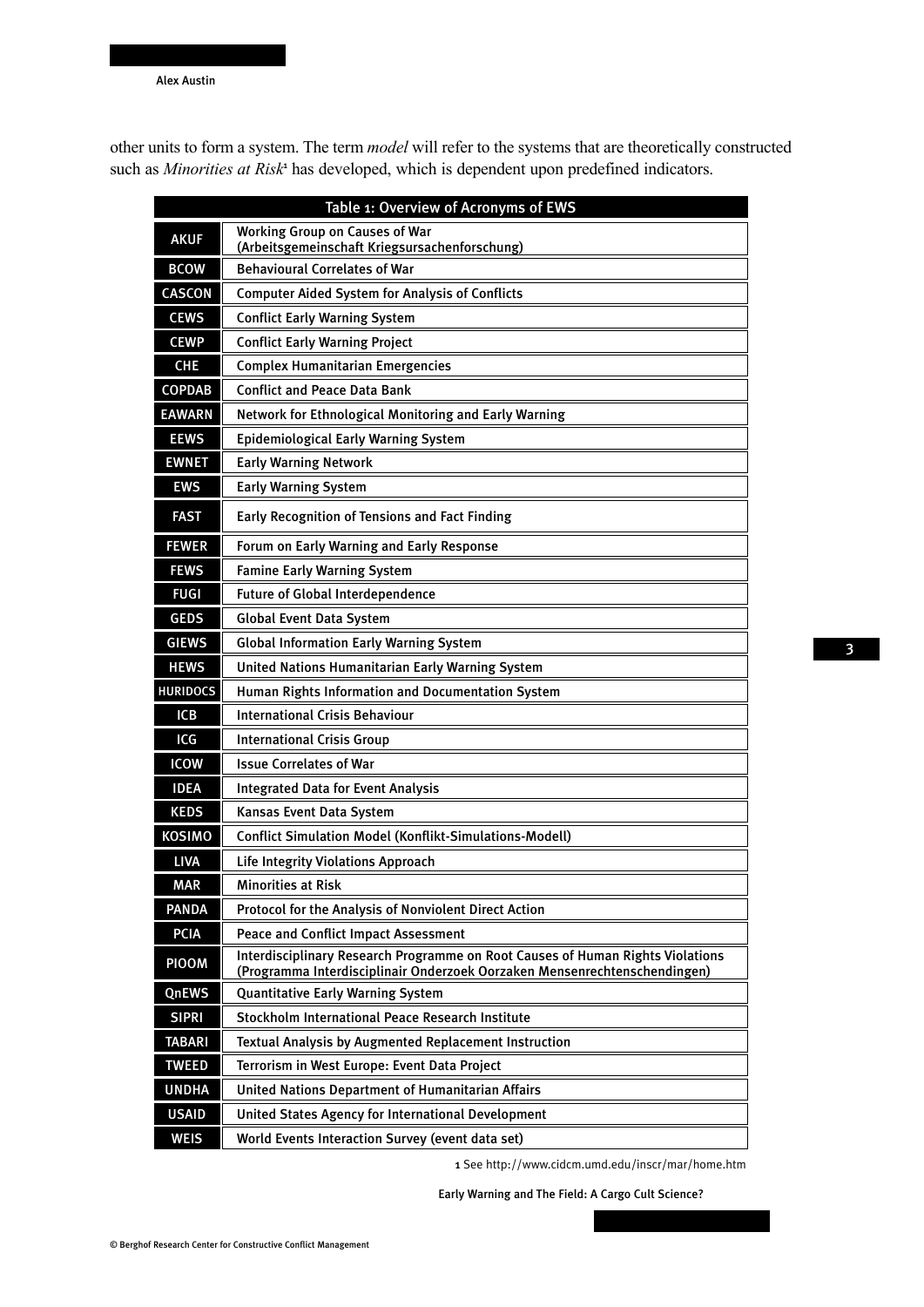other units to form a system. The term *model* will refer to the systems that are theoretically constructed such as *Minorities at Risk*[1] has developed, which is dependent upon predefined indicators.

| Table 1: Overview of Acronyms of EWS | |
|---|---|
| AKUF | Working Group on Causes of War (Arbeitsgemeinschaft Kriegsursachenforschung) |
| BCOW | Behavioural Correlates of War |
| CASCON | Computer Aided System for Analysis of Conflicts |
| CEWS | Conflict Early Warning System |
| CEWP | Conflict Early Warning Project |
| CHE | Complex Humanitarian Emergencies |
| COPDAB | Conflict and Peace Data Bank |
| EAWARN | Network for Ethnological Monitoring and Early Warning |
| EEWS | Epidemiological Early Warning System |
| EWNET | Early Warning Network |
| EWS | Early Warning System |
| FAST | Early Recognition of Tensions and Fact Finding |
| FEWER | Forum on Early Warning and Early Response |
| FEWS | Famine Early Warning System |
| FUGI | Future of Global Interdependence |
| GEDS | Global Event Data System |
| GIEWS | Global Information Early Warning System |
| HEWS | United Nations Humanitarian Early Warning System |
| HURIDOCS | Human Rights Information and Documentation System |
| ICB | International Crisis Behaviour |
| ICG | International Crisis Group |
| ICOW | Issue Correlates of War |
| IDEA | Integrated Data for Event Analysis |
| KEDS | Kansas Event Data System |
| KOSIMO | Conflict Simulation Model (Konflikt-Simulations-Modell) |
| LIVA | Life Integrity Violations Approach |
| MAR | Minorities at Risk |
| PANDA | Protocol for the Analysis of Nonviolent Direct Action |
| PCIA | Peace and Conflict Impact Assessment |
| PIOOM | Interdisciplinary Research Programme on Root Causes of Human Rights Violations (Programma Interdisciplinair Onderzoek Oorzaken Mensenrechtenschendingen) |
| QnEWS | Quantitative Early Warning System |
| SIPRI | Stockholm International Peace Research Institute |
| TABARI | Textual Analysis by Augmented Replacement Instruction |
| TWEED | Terrorism in West Europe: Event Data Project |
| UNDHA | United Nations Department of Humanitarian Affairs |
| USAID | United States Agency for International Development |
| WEIS | World Events Interaction Survey (event data set) |

[1] See http://www.cidcm.umd.edu/inscr/mar/home.htm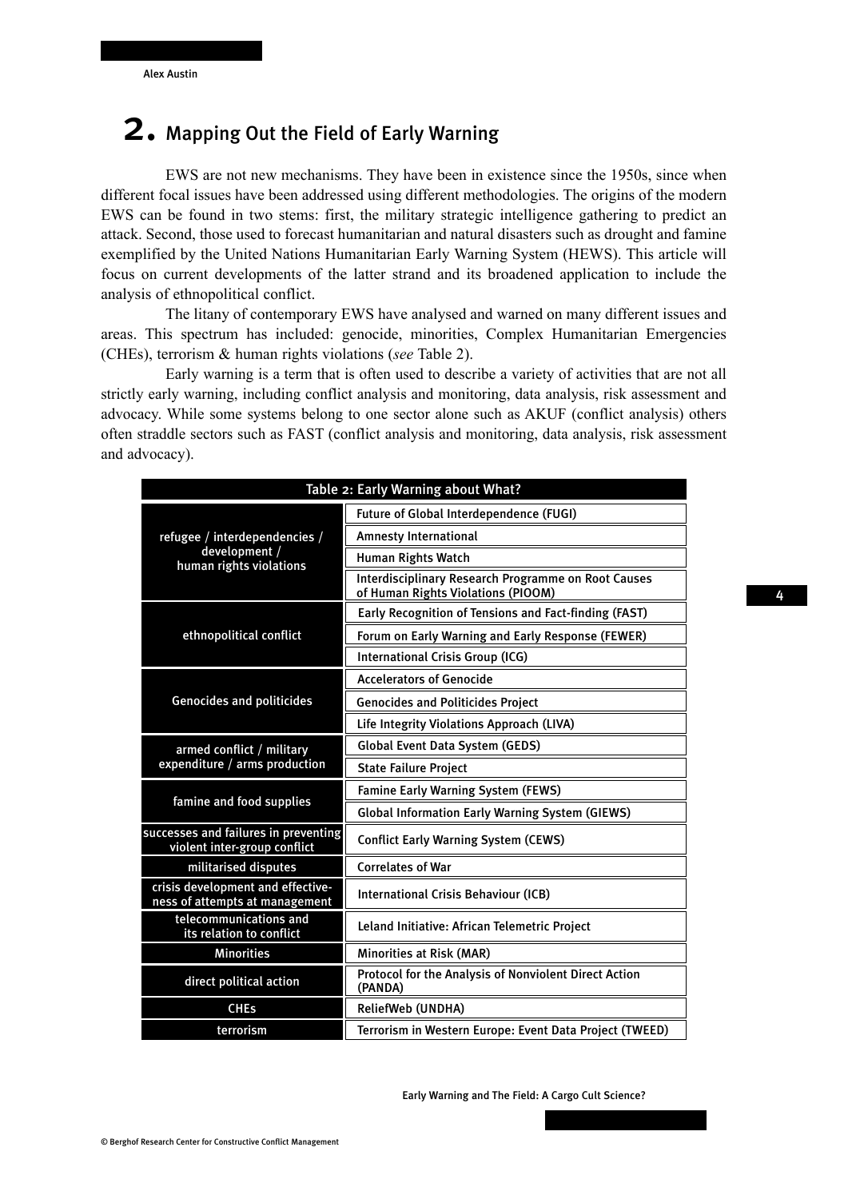## 2. Mapping Out the Field of Early Warning

EWS are not new mechanisms. They have been in existence since the 1950s, since when different focal issues have been addressed using different methodologies. The origins of the modern EWS can be found in two stems: first, the military strategic intelligence gathering to predict an attack. Second, those used to forecast humanitarian and natural disasters such as drought and famine exemplified by the United Nations Humanitarian Early Warning System (HEWS). This article will focus on current developments of the latter strand and its broadened application to include the analysis of ethnopolitical conflict.

The litany of contemporary EWS have analysed and warned on many different issues and areas. This spectrum has included: genocide, minorities, Complex Humanitarian Emergencies (CHEs), terrorism & human rights violations (*see* Table 2).

Early warning is a term that is often used to describe a variety of activities that are not all strictly early warning, including conflict analysis and monitoring, data analysis, risk assessment and advocacy. While some systems belong to one sector alone such as AKUF (conflict analysis) others often straddle sectors such as FAST (conflict analysis and monitoring, data analysis, risk assessment and advocacy).

**Table 2: Early Warning about What?**

| Issue | System |
|---|---|
| refugee / interdependencies / development / human rights violations | Future of Global Interdependence (FUGI) |
| | Amnesty International |
| | Human Rights Watch |
| | Interdisciplinary Research Programme on Root Causes of Human Rights Violations (PIOOM) |
| ethnopolitical conflict | Early Recognition of Tensions and Fact-finding (FAST) |
| | Forum on Early Warning and Early Response (FEWER) |
| | International Crisis Group (ICG) |
| Genocides and politicides | Accelerators of Genocide |
| | Genocides and Politicides Project |
| | Life Integrity Violations Approach (LIVA) |
| armed conflict / military expenditure / arms production | Global Event Data System (GEDS) |
| | State Failure Project |
| famine and food supplies | Famine Early Warning System (FEWS) |
| | Global Information Early Warning System (GIEWS) |
| successes and failures in preventing violent inter-group conflict | Conflict Early Warning System (CEWS) |
| militarised disputes | Correlates of War |
| crisis development and effectiveness of attempts at management | International Crisis Behaviour (ICB) |
| telecommunications and its relation to conflict | Leland Initiative: African Telemetric Project |
| Minorities | Minorities at Risk (MAR) |
| direct political action | Protocol for the Analysis of Nonviolent Direct Action (PANDA) |
| CHEs | ReliefWeb (UNDHA) |
| terrorism | Terrorism in Western Europe: Event Data Project (TWEED) |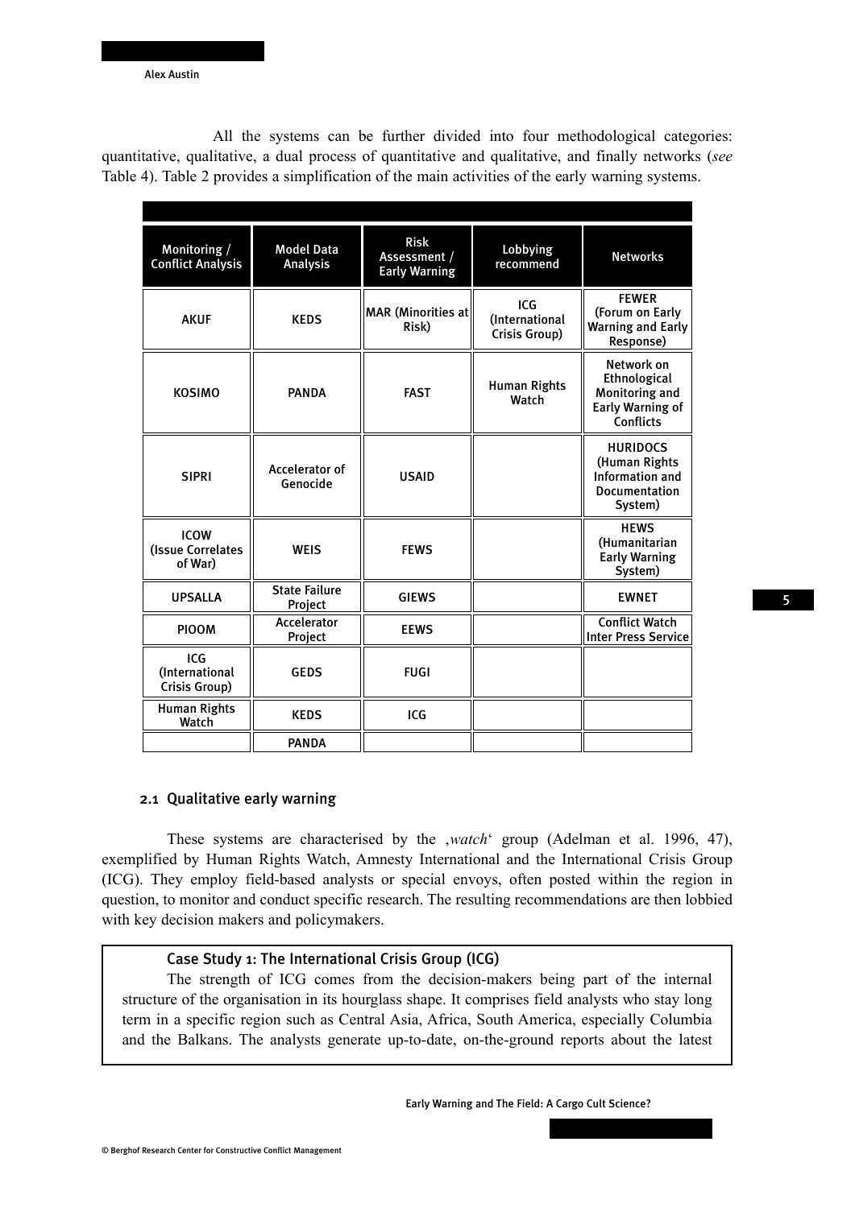All the systems can be further divided into four methodological categories: quantitative, qualitative, a dual process of quantitative and qualitative, and finally networks (*see* Table 4). Table 2 provides a simplification of the main activities of the early warning systems.

| Monitoring / Conflict Analysis | Model Data Analysis | Risk Assessment / Early Warning | Lobbying recommend | Networks |
|---|---|---|---|---|
| AKUF | KEDS | MAR (Minorities at Risk) | ICG (International Crisis Group) | FEWER (Forum on Early Warning and Early Response) |
| KOSIMO | PANDA | FAST | Human Rights Watch | Network on Ethnological Monitoring and Early Warning of Conflicts |
| SIPRI | Accelerator of Genocide | USAID | | HURIDOCS (Human Rights Information and Documentation System) |
| ICOW (Issue Correlates of War) | WEIS | FEWS | | HEWS (Humanitarian Early Warning System) |
| UPSALLA | State Failure Project | GIEWS | | EWNET |
| PIOOM | Accelerator Project | EEWS | | Conflict Watch Inter Press Service |
| ICG (International Crisis Group) | GEDS | FUGI | | |
| Human Rights Watch | KEDS | ICG | | |
| | PANDA | | | |

## 2.1 Qualitative early warning

These systems are characterised by the ‚*watch*' group (Adelman et al. 1996, 47), exemplified by Human Rights Watch, Amnesty International and the International Crisis Group (ICG). They employ field-based analysts or special envoys, often posted within the region in question, to monitor and conduct specific research. The resulting recommendations are then lobbied with key decision makers and policymakers.

### Case Study 1: The International Crisis Group (ICG)

The strength of ICG comes from the decision-makers being part of the internal structure of the organisation in its hourglass shape. It comprises field analysts who stay long term in a specific region such as Central Asia, Africa, South America, especially Columbia and the Balkans. The analysts generate up-to-date, on-the-ground reports about the latest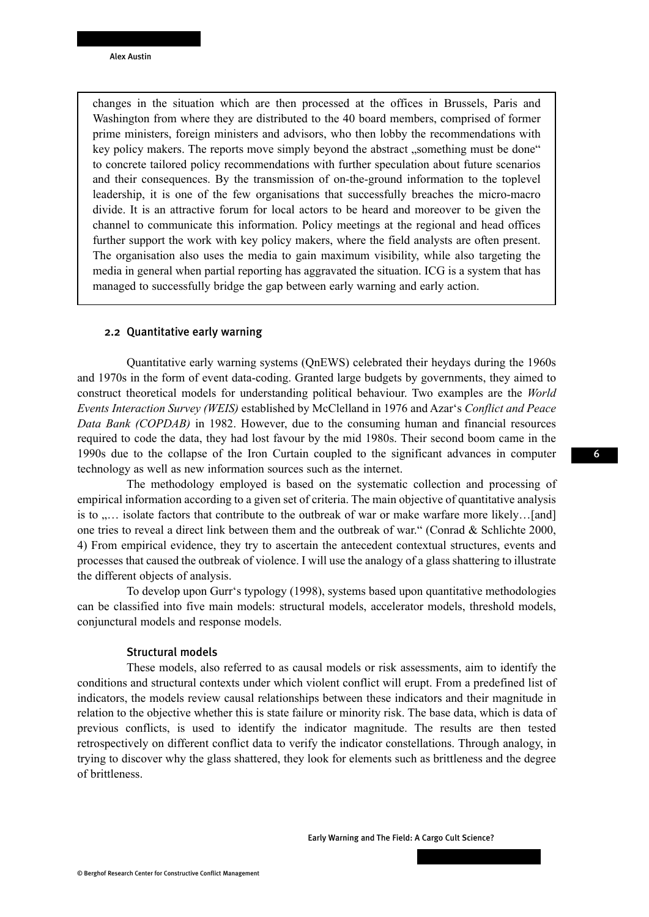changes in the situation which are then processed at the offices in Brussels, Paris and Washington from where they are distributed to the 40 board members, comprised of former prime ministers, foreign ministers and advisors, who then lobby the recommendations with key policy makers. The reports move simply beyond the abstract „something must be done" to concrete tailored policy recommendations with further speculation about future scenarios and their consequences. By the transmission of on-the-ground information to the toplevel leadership, it is one of the few organisations that successfully breaches the micro-macro divide. It is an attractive forum for local actors to be heard and moreover to be given the channel to communicate this information. Policy meetings at the regional and head offices further support the work with key policy makers, where the field analysts are often present. The organisation also uses the media to gain maximum visibility, while also targeting the media in general when partial reporting has aggravated the situation. ICG is a system that has managed to successfully bridge the gap between early warning and early action.

## 2.2 Quantitative early warning

Quantitative early warning systems (QnEWS) celebrated their heydays during the 1960s and 1970s in the form of event data-coding. Granted large budgets by governments, they aimed to construct theoretical models for understanding political behaviour. Two examples are the *World Events Interaction Survey (WEIS)* established by McClelland in 1976 and Azar's *Conflict and Peace Data Bank (COPDAB)* in 1982. However, due to the consuming human and financial resources required to code the data, they had lost favour by the mid 1980s. Their second boom came in the 1990s due to the collapse of the Iron Curtain coupled to the significant advances in computer technology as well as new information sources such as the internet.

The methodology employed is based on the systematic collection and processing of empirical information according to a given set of criteria. The main objective of quantitative analysis is to „… isolate factors that contribute to the outbreak of war or make warfare more likely…[and] one tries to reveal a direct link between them and the outbreak of war." (Conrad & Schlichte 2000, 4) From empirical evidence, they try to ascertain the antecedent contextual structures, events and processes that caused the outbreak of violence. I will use the analogy of a glass shattering to illustrate the different objects of analysis.

To develop upon Gurr's typology (1998), systems based upon quantitative methodologies can be classified into five main models: structural models, accelerator models, threshold models, conjunctural models and response models.

### Structural models

These models, also referred to as causal models or risk assessments, aim to identify the conditions and structural contexts under which violent conflict will erupt. From a predefined list of indicators, the models review causal relationships between these indicators and their magnitude in relation to the objective whether this is state failure or minority risk. The base data, which is data of previous conflicts, is used to identify the indicator magnitude. The results are then tested retrospectively on different conflict data to verify the indicator constellations. Through analogy, in trying to discover why the glass shattered, they look for elements such as brittleness and the degree of brittleness.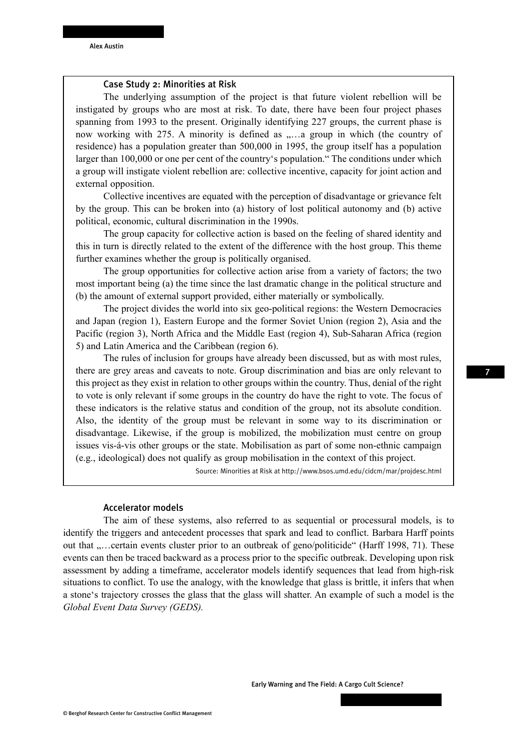### Case Study 2: Minorities at Risk

The underlying assumption of the project is that future violent rebellion will be instigated by groups who are most at risk. To date, there have been four project phases spanning from 1993 to the present. Originally identifying 227 groups, the current phase is now working with 275. A minority is defined as „…a group in which (the country of residence) has a population greater than 500,000 in 1995, the group itself has a population larger than 100,000 or one per cent of the country's population." The conditions under which a group will instigate violent rebellion are: collective incentive, capacity for joint action and external opposition.

Collective incentives are equated with the perception of disadvantage or grievance felt by the group. This can be broken into (a) history of lost political autonomy and (b) active political, economic, cultural discrimination in the 1990s.

The group capacity for collective action is based on the feeling of shared identity and this in turn is directly related to the extent of the difference with the host group. This theme further examines whether the group is politically organised.

The group opportunities for collective action arise from a variety of factors; the two most important being (a) the time since the last dramatic change in the political structure and (b) the amount of external support provided, either materially or symbolically.

The project divides the world into six geo-political regions: the Western Democracies and Japan (region 1), Eastern Europe and the former Soviet Union (region 2), Asia and the Pacific (region 3), North Africa and the Middle East (region 4), Sub-Saharan Africa (region 5) and Latin America and the Caribbean (region 6).

The rules of inclusion for groups have already been discussed, but as with most rules, there are grey areas and caveats to note. Group discrimination and bias are only relevant to this project as they exist in relation to other groups within the country. Thus, denial of the right to vote is only relevant if some groups in the country do have the right to vote. The focus of these indicators is the relative status and condition of the group, not its absolute condition. Also, the identity of the group must be relevant in some way to its discrimination or disadvantage. Likewise, if the group is mobilized, the mobilization must centre on group issues vis-á-vis other groups or the state. Mobilisation as part of some non-ethnic campaign (e.g., ideological) does not qualify as group mobilisation in the context of this project.

Source: Minorities at Risk at http://www.bsos.umd.edu/cidcm/mar/projdesc.html

### Accelerator models

The aim of these systems, also referred to as sequential or processural models, is to identify the triggers and antecedent processes that spark and lead to conflict. Barbara Harff points out that „…certain events cluster prior to an outbreak of geno/politicide" (Harff 1998, 71). These events can then be traced backward as a process prior to the specific outbreak. Developing upon risk assessment by adding a timeframe, accelerator models identify sequences that lead from high-risk situations to conflict. To use the analogy, with the knowledge that glass is brittle, it infers that when a stone's trajectory crosses the glass that the glass will shatter. An example of such a model is the *Global Event Data Survey (GEDS).*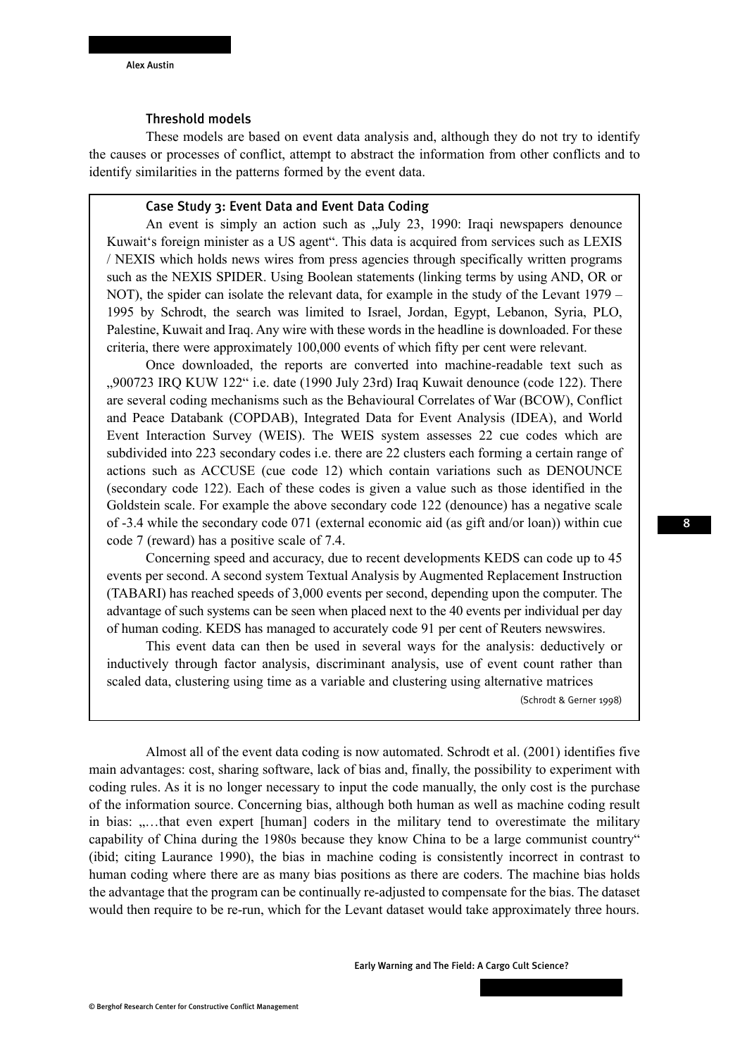### Threshold models

These models are based on event data analysis and, although they do not try to identify the causes or processes of conflict, attempt to abstract the information from other conflicts and to identify similarities in the patterns formed by the event data.

> #### Case Study 3: Event Data and Event Data Coding
>
> An event is simply an action such as „July 23, 1990: Iraqi newspapers denounce Kuwait‘s foreign minister as a US agent“. This data is acquired from services such as LEXIS / NEXIS which holds news wires from press agencies through specifically written programs such as the NEXIS SPIDER. Using Boolean statements (linking terms by using AND, OR or NOT), the spider can isolate the relevant data, for example in the study of the Levant 1979 – 1995 by Schrodt, the search was limited to Israel, Jordan, Egypt, Lebanon, Syria, PLO, Palestine, Kuwait and Iraq. Any wire with these words in the headline is downloaded. For these criteria, there were approximately 100,000 events of which fifty per cent were relevant.
>
> Once downloaded, the reports are converted into machine-readable text such as „900723 IRQ KUW 122“ i.e. date (1990 July 23rd) Iraq Kuwait denounce (code 122). There are several coding mechanisms such as the Behavioural Correlates of War (BCOW), Conflict and Peace Databank (COPDAB), Integrated Data for Event Analysis (IDEA), and World Event Interaction Survey (WEIS). The WEIS system assesses 22 cue codes which are subdivided into 223 secondary codes i.e. there are 22 clusters each forming a certain range of actions such as ACCUSE (cue code 12) which contain variations such as DENOUNCE (secondary code 122). Each of these codes is given a value such as those identified in the Goldstein scale. For example the above secondary code 122 (denounce) has a negative scale of -3.4 while the secondary code 071 (external economic aid (as gift and/or loan)) within cue code 7 (reward) has a positive scale of 7.4.
>
> Concerning speed and accuracy, due to recent developments KEDS can code up to 45 events per second. A second system Textual Analysis by Augmented Replacement Instruction (TABARI) has reached speeds of 3,000 events per second, depending upon the computer. The advantage of such systems can be seen when placed next to the 40 events per individual per day of human coding. KEDS has managed to accurately code 91 per cent of Reuters newswires.
>
> This event data can then be used in several ways for the analysis: deductively or inductively through factor analysis, discriminant analysis, use of event count rather than scaled data, clustering using time as a variable and clustering using alternative matrices
>
> (Schrodt & Gerner 1998)

Almost all of the event data coding is now automated. Schrodt et al. (2001) identifies five main advantages: cost, sharing software, lack of bias and, finally, the possibility to experiment with coding rules. As it is no longer necessary to input the code manually, the only cost is the purchase of the information source. Concerning bias, although both human as well as machine coding result in bias: „…that even expert [human] coders in the military tend to overestimate the military capability of China during the 1980s because they know China to be a large communist country“ (ibid; citing Laurance 1990), the bias in machine coding is consistently incorrect in contrast to human coding where there are as many bias positions as there are coders. The machine bias holds the advantage that the program can be continually re-adjusted to compensate for the bias. The dataset would then require to be re-run, which for the Levant dataset would take approximately three hours.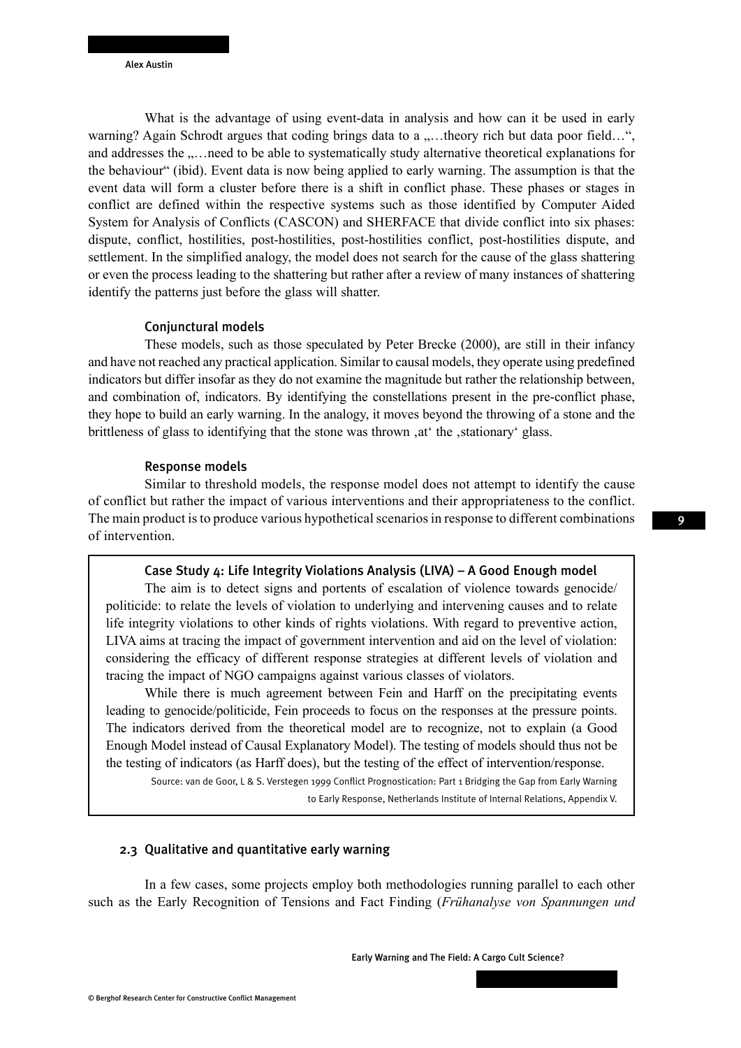What is the advantage of using event-data in analysis and how can it be used in early warning? Again Schrodt argues that coding brings data to a „…theory rich but data poor field…", and addresses the „…need to be able to systematically study alternative theoretical explanations for the behaviour" (ibid). Event data is now being applied to early warning. The assumption is that the event data will form a cluster before there is a shift in conflict phase. These phases or stages in conflict are defined within the respective systems such as those identified by Computer Aided System for Analysis of Conflicts (CASCON) and SHERFACE that divide conflict into six phases: dispute, conflict, hostilities, post-hostilities, post-hostilities conflict, post-hostilities dispute, and settlement. In the simplified analogy, the model does not search for the cause of the glass shattering or even the process leading to the shattering but rather after a review of many instances of shattering identify the patterns just before the glass will shatter.

#### Conjunctural models

These models, such as those speculated by Peter Brecke (2000), are still in their infancy and have not reached any practical application. Similar to causal models, they operate using predefined indicators but differ insofar as they do not examine the magnitude but rather the relationship between, and combination of, indicators. By identifying the constellations present in the pre-conflict phase, they hope to build an early warning. In the analogy, it moves beyond the throwing of a stone and the brittleness of glass to identifying that the stone was thrown ‚at' the ‚stationary' glass.

#### Response models

Similar to threshold models, the response model does not attempt to identify the cause of conflict but rather the impact of various interventions and their appropriateness to the conflict. The main product is to produce various hypothetical scenarios in response to different combinations of intervention.

> **Case Study 4: Life Integrity Violations Analysis (LIVA) – A Good Enough model**
>
> The aim is to detect signs and portents of escalation of violence towards genocide/politicide: to relate the levels of violation to underlying and intervening causes and to relate life integrity violations to other kinds of rights violations. With regard to preventive action, LIVA aims at tracing the impact of government intervention and aid on the level of violation: considering the efficacy of different response strategies at different levels of violation and tracing the impact of NGO campaigns against various classes of violators.
>
> While there is much agreement between Fein and Harff on the precipitating events leading to genocide/politicide, Fein proceeds to focus on the responses at the pressure points. The indicators derived from the theoretical model are to recognize, not to explain (a Good Enough Model instead of Causal Explanatory Model). The testing of models should thus not be the testing of indicators (as Harff does), but the testing of the effect of intervention/response.
>
> Source: van de Goor, L & S. Verstegen 1999 Conflict Prognostication: Part 1 Bridging the Gap from Early Warning to Early Response, Netherlands Institute of Internal Relations, Appendix V.

### 2.3 Qualitative and quantitative early warning

In a few cases, some projects employ both methodologies running parallel to each other such as the Early Recognition of Tensions and Fact Finding (*Frühanalyse von Spannungen und*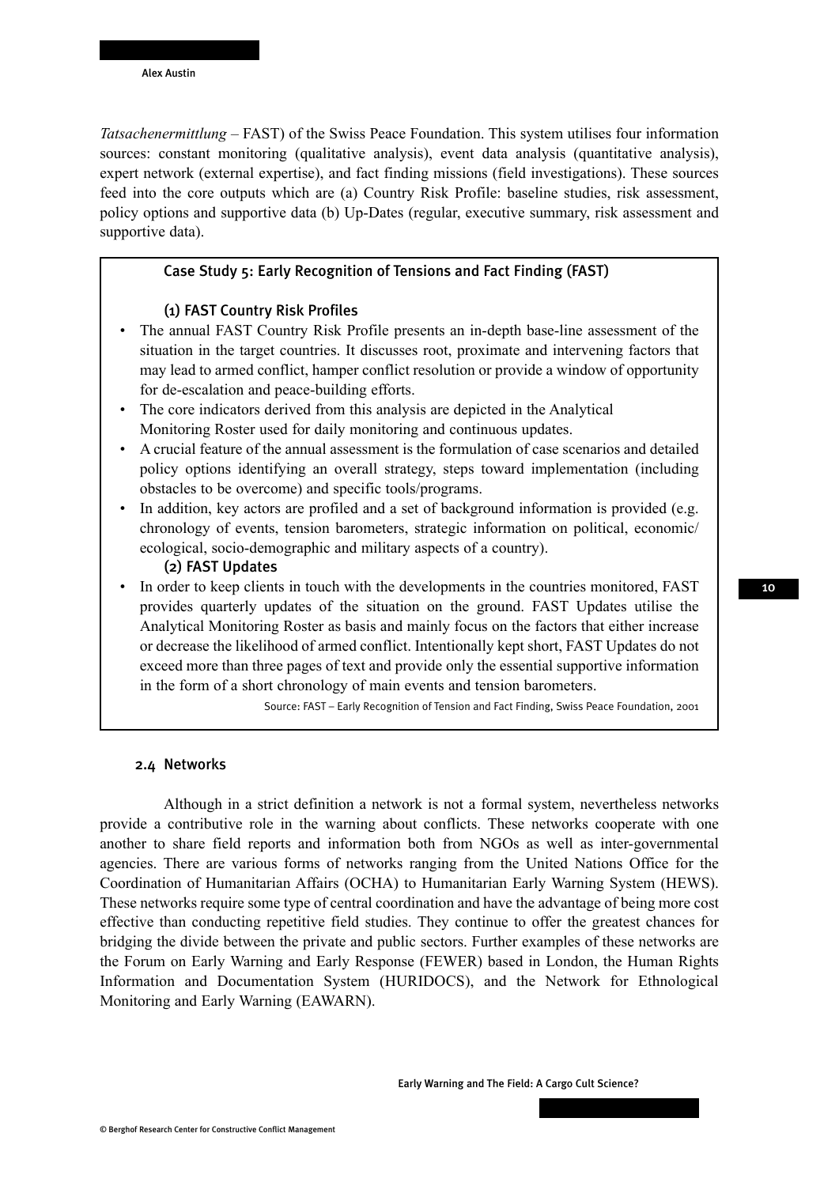*Tatsachenermittlung* – FAST) of the Swiss Peace Foundation. This system utilises four information sources: constant monitoring (qualitative analysis), event data analysis (quantitative analysis), expert network (external expertise), and fact finding missions (field investigations). These sources feed into the core outputs which are (a) Country Risk Profile: baseline studies, risk assessment, policy options and supportive data (b) Up-Dates (regular, executive summary, risk assessment and supportive data).

> **Case Study 5: Early Recognition of Tensions and Fact Finding (FAST)**
>
> **(1) FAST Country Risk Profiles**
>
> - The annual FAST Country Risk Profile presents an in-depth base-line assessment of the situation in the target countries. It discusses root, proximate and intervening factors that may lead to armed conflict, hamper conflict resolution or provide a window of opportunity for de-escalation and peace-building efforts.
> - The core indicators derived from this analysis are depicted in the Analytical Monitoring Roster used for daily monitoring and continuous updates.
> - A crucial feature of the annual assessment is the formulation of case scenarios and detailed policy options identifying an overall strategy, steps toward implementation (including obstacles to be overcome) and specific tools/programs.
> - In addition, key actors are profiled and a set of background information is provided (e.g. chronology of events, tension barometers, strategic information on political, economic/ ecological, socio-demographic and military aspects of a country).
>
> **(2) FAST Updates**
>
> - In order to keep clients in touch with the developments in the countries monitored, FAST provides quarterly updates of the situation on the ground. FAST Updates utilise the Analytical Monitoring Roster as basis and mainly focus on the factors that either increase or decrease the likelihood of armed conflict. Intentionally kept short, FAST Updates do not exceed more than three pages of text and provide only the essential supportive information in the form of a short chronology of main events and tension barometers.
>
> Source: FAST – Early Recognition of Tension and Fact Finding, Swiss Peace Foundation, 2001

### 2.4 Networks

Although in a strict definition a network is not a formal system, nevertheless networks provide a contributive role in the warning about conflicts. These networks cooperate with one another to share field reports and information both from NGOs as well as inter-governmental agencies. There are various forms of networks ranging from the United Nations Office for the Coordination of Humanitarian Affairs (OCHA) to Humanitarian Early Warning System (HEWS). These networks require some type of central coordination and have the advantage of being more cost effective than conducting repetitive field studies. They continue to offer the greatest chances for bridging the divide between the private and public sectors. Further examples of these networks are the Forum on Early Warning and Early Response (FEWER) based in London, the Human Rights Information and Documentation System (HURIDOCS), and the Network for Ethnological Monitoring and Early Warning (EAWARN).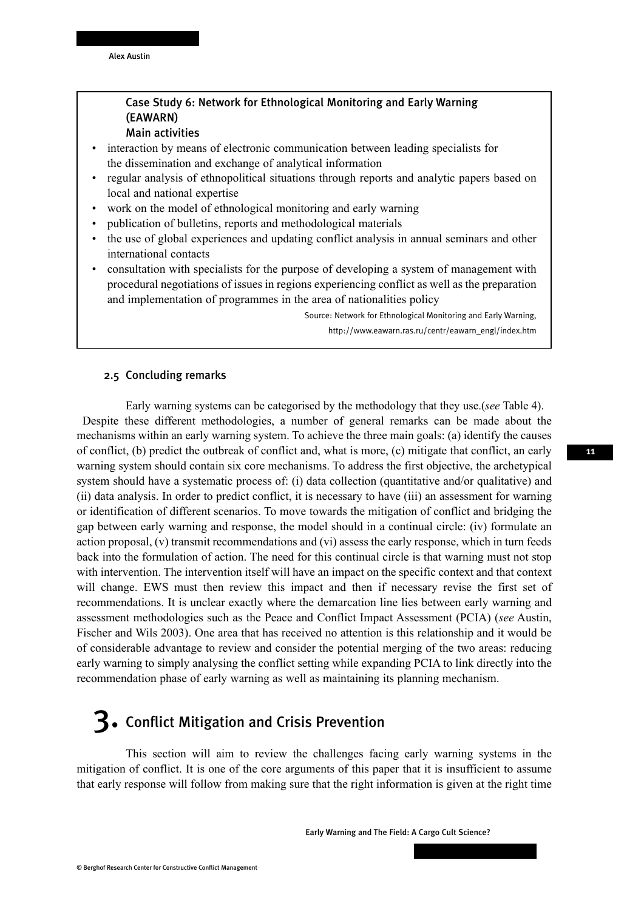> **Case Study 6: Network for Ethnological Monitoring and Early Warning (EAWARN)**
>
> **Main activities**
>
> - interaction by means of electronic communication between leading specialists for the dissemination and exchange of analytical information
> - regular analysis of ethnopolitical situations through reports and analytic papers based on local and national expertise
> - work on the model of ethnological monitoring and early warning
> - publication of bulletins, reports and methodological materials
> - the use of global experiences and updating conflict analysis in annual seminars and other international contacts
> - consultation with specialists for the purpose of developing a system of management with procedural negotiations of issues in regions experiencing conflict as well as the preparation and implementation of programmes in the area of nationalities policy
>
> Source: Network for Ethnological Monitoring and Early Warning, http://www.eawarn.ras.ru/centr/eawarn_engl/index.htm

### 2.5 Concluding remarks

Early warning systems can be categorised by the methodology that they use.(*see* Table 4). Despite these different methodologies, a number of general remarks can be made about the mechanisms within an early warning system. To achieve the three main goals: (a) identify the causes of conflict, (b) predict the outbreak of conflict and, what is more, (c) mitigate that conflict, an early warning system should contain six core mechanisms. To address the first objective, the archetypical system should have a systematic process of: (i) data collection (quantitative and/or qualitative) and (ii) data analysis. In order to predict conflict, it is necessary to have (iii) an assessment for warning or identification of different scenarios. To move towards the mitigation of conflict and bridging the gap between early warning and response, the model should in a continual circle: (iv) formulate an action proposal, (v) transmit recommendations and (vi) assess the early response, which in turn feeds back into the formulation of action. The need for this continual circle is that warning must not stop with intervention. The intervention itself will have an impact on the specific context and that context will change. EWS must then review this impact and then if necessary revise the first set of recommendations. It is unclear exactly where the demarcation line lies between early warning and assessment methodologies such as the Peace and Conflict Impact Assessment (PCIA) (*see* Austin, Fischer and Wils 2003). One area that has received no attention is this relationship and it would be of considerable advantage to review and consider the potential merging of the two areas: reducing early warning to simply analysing the conflict setting while expanding PCIA to link directly into the recommendation phase of early warning as well as maintaining its planning mechanism.

## 3. Conflict Mitigation and Crisis Prevention

This section will aim to review the challenges facing early warning systems in the mitigation of conflict. It is one of the core arguments of this paper that it is insufficient to assume that early response will follow from making sure that the right information is given at the right time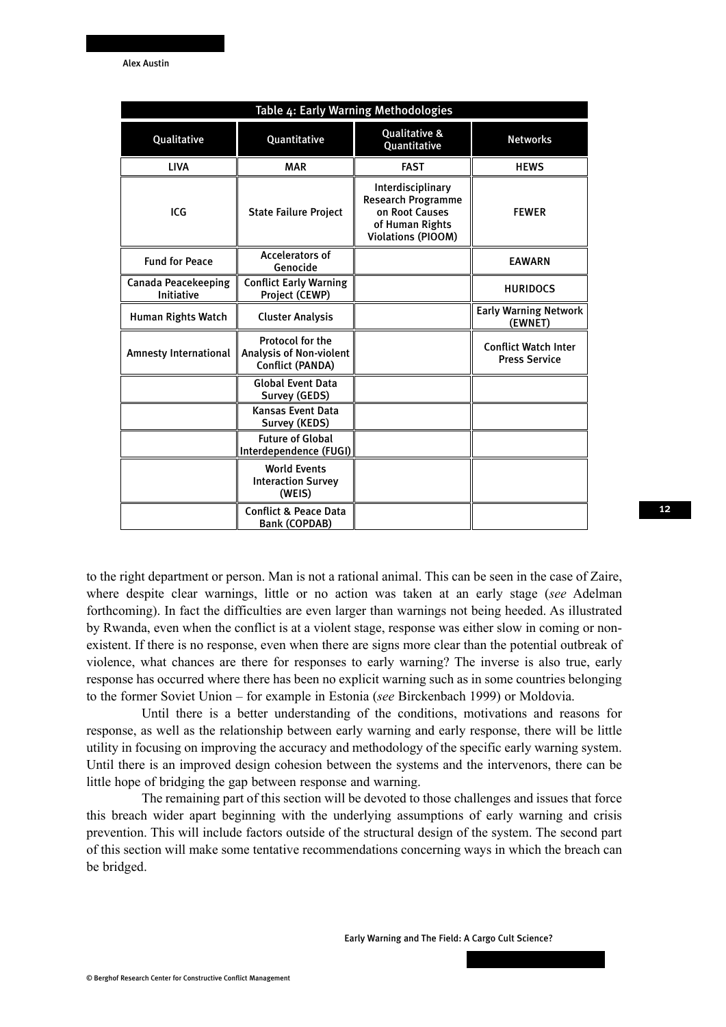Table 4: Early Warning Methodologies

| Qualitative | Quantitative | Qualitative & Quantitative | Networks |
|---|---|---|---|
| LIVA | MAR | FAST | HEWS |
| ICG | State Failure Project | Interdisciplinary Research Programme on Root Causes of Human Rights Violations (PIOOM) | FEWER |
| Fund for Peace | Accelerators of Genocide | | EAWARN |
| Canada Peacekeeping Initiative | Conflict Early Warning Project (CEWP) | | HURIDOCS |
| Human Rights Watch | Cluster Analysis | | Early Warning Network (EWNET) |
| Amnesty International | Protocol for the Analysis of Non-violent Conflict (PANDA) | | Conflict Watch Inter Press Service |
| | Global Event Data Survey (GEDS) | | |
| | Kansas Event Data Survey (KEDS) | | |
| | Future of Global Interdependence (FUGI) | | |
| | World Events Interaction Survey (WEIS) | | |
| | Conflict & Peace Data Bank (COPDAB) | | |

to the right department or person. Man is not a rational animal. This can be seen in the case of Zaire, where despite clear warnings, little or no action was taken at an early stage (*see* Adelman forthcoming). In fact the difficulties are even larger than warnings not being heeded. As illustrated by Rwanda, even when the conflict is at a violent stage, response was either slow in coming or non-existent. If there is no response, even when there are signs more clear than the potential outbreak of violence, what chances are there for responses to early warning? The inverse is also true, early response has occurred where there has been no explicit warning such as in some countries belonging to the former Soviet Union – for example in Estonia (*see* Birckenbach 1999) or Moldovia.

Until there is a better understanding of the conditions, motivations and reasons for response, as well as the relationship between early warning and early response, there will be little utility in focusing on improving the accuracy and methodology of the specific early warning system. Until there is an improved design cohesion between the systems and the intervenors, there can be little hope of bridging the gap between response and warning.

The remaining part of this section will be devoted to those challenges and issues that force this breach wider apart beginning with the underlying assumptions of early warning and crisis prevention. This will include factors outside of the structural design of the system. The second part of this section will make some tentative recommendations concerning ways in which the breach can be bridged.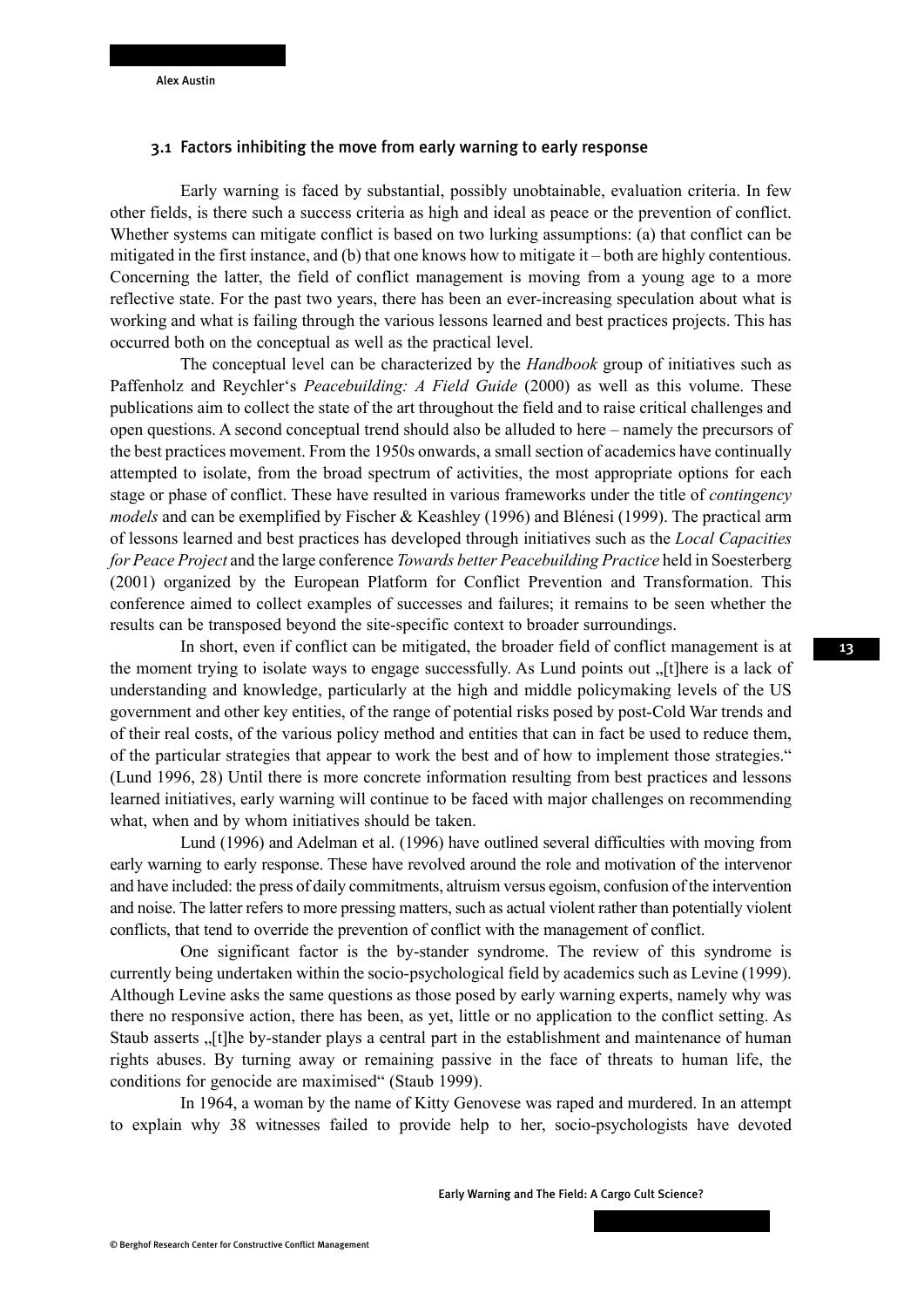### 3.1 Factors inhibiting the move from early warning to early response

Early warning is faced by substantial, possibly unobtainable, evaluation criteria. In few other fields, is there such a success criteria as high and ideal as peace or the prevention of conflict. Whether systems can mitigate conflict is based on two lurking assumptions: (a) that conflict can be mitigated in the first instance, and (b) that one knows how to mitigate it – both are highly contentious. Concerning the latter, the field of conflict management is moving from a young age to a more reflective state. For the past two years, there has been an ever-increasing speculation about what is working and what is failing through the various lessons learned and best practices projects. This has occurred both on the conceptual as well as the practical level.

The conceptual level can be characterized by the *Handbook* group of initiatives such as Paffenholz and Reychler's *Peacebuilding: A Field Guide* (2000) as well as this volume. These publications aim to collect the state of the art throughout the field and to raise critical challenges and open questions. A second conceptual trend should also be alluded to here – namely the precursors of the best practices movement. From the 1950s onwards, a small section of academics have continually attempted to isolate, from the broad spectrum of activities, the most appropriate options for each stage or phase of conflict. These have resulted in various frameworks under the title of *contingency models* and can be exemplified by Fischer & Keashley (1996) and Blénesi (1999). The practical arm of lessons learned and best practices has developed through initiatives such as the *Local Capacities for Peace Project* and the large conference *Towards better Peacebuilding Practice* held in Soesterberg (2001) organized by the European Platform for Conflict Prevention and Transformation. This conference aimed to collect examples of successes and failures; it remains to be seen whether the results can be transposed beyond the site-specific context to broader surroundings.

In short, even if conflict can be mitigated, the broader field of conflict management is at the moment trying to isolate ways to engage successfully. As Lund points out „[t]here is a lack of understanding and knowledge, particularly at the high and middle policymaking levels of the US government and other key entities, of the range of potential risks posed by post-Cold War trends and of their real costs, of the various policy method and entities that can in fact be used to reduce them, of the particular strategies that appear to work the best and of how to implement those strategies." (Lund 1996, 28) Until there is more concrete information resulting from best practices and lessons learned initiatives, early warning will continue to be faced with major challenges on recommending what, when and by whom initiatives should be taken.

Lund (1996) and Adelman et al. (1996) have outlined several difficulties with moving from early warning to early response. These have revolved around the role and motivation of the intervenor and have included: the press of daily commitments, altruism versus egoism, confusion of the intervention and noise. The latter refers to more pressing matters, such as actual violent rather than potentially violent conflicts, that tend to override the prevention of conflict with the management of conflict.

One significant factor is the by-stander syndrome. The review of this syndrome is currently being undertaken within the socio-psychological field by academics such as Levine (1999). Although Levine asks the same questions as those posed by early warning experts, namely why was there no responsive action, there has been, as yet, little or no application to the conflict setting. As Staub asserts „[t]he by-stander plays a central part in the establishment and maintenance of human rights abuses. By turning away or remaining passive in the face of threats to human life, the conditions for genocide are maximised" (Staub 1999).

In 1964, a woman by the name of Kitty Genovese was raped and murdered. In an attempt to explain why 38 witnesses failed to provide help to her, socio-psychologists have devoted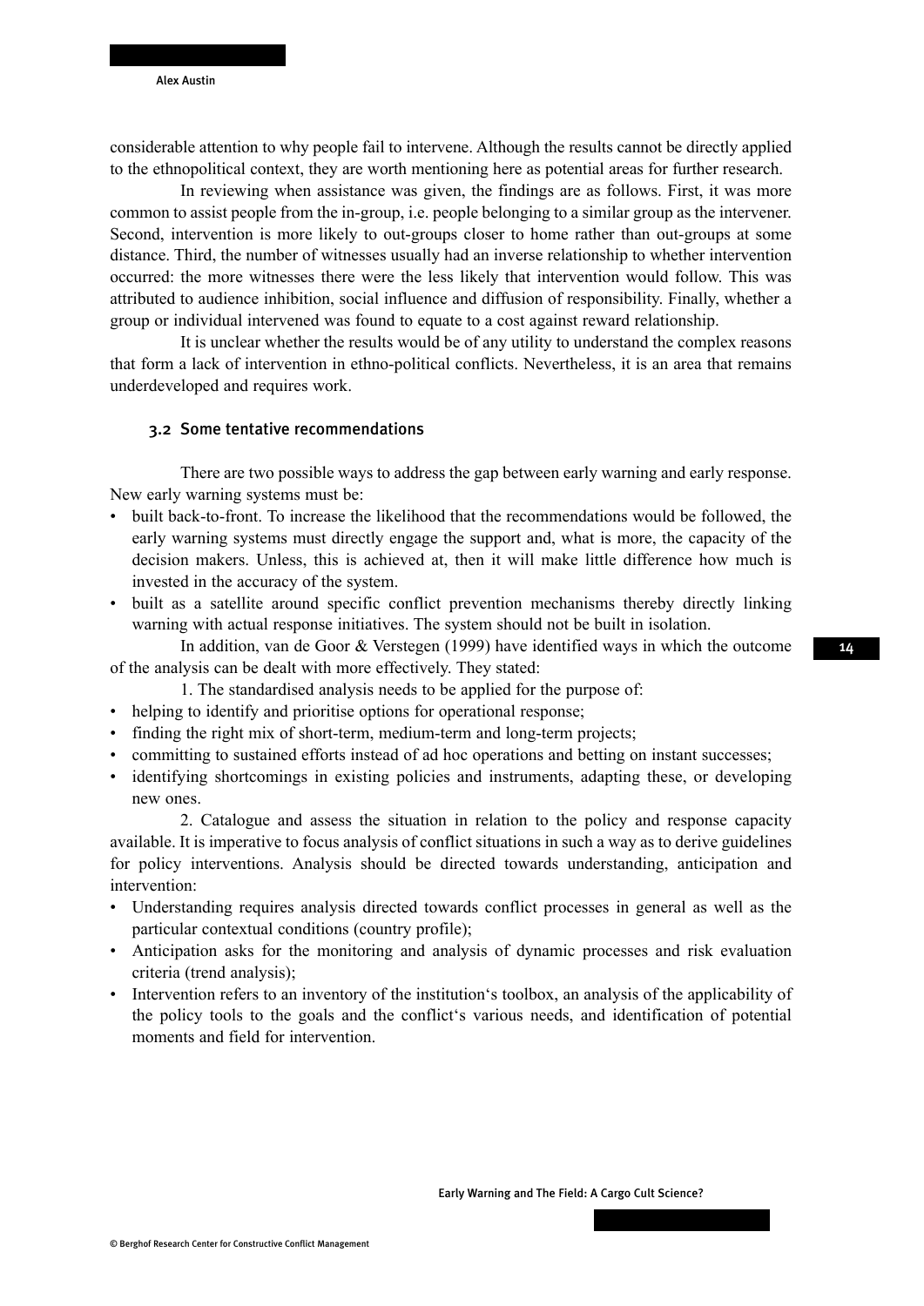considerable attention to why people fail to intervene. Although the results cannot be directly applied to the ethnopolitical context, they are worth mentioning here as potential areas for further research.

In reviewing when assistance was given, the findings are as follows. First, it was more common to assist people from the in-group, i.e. people belonging to a similar group as the intervener. Second, intervention is more likely to out-groups closer to home rather than out-groups at some distance. Third, the number of witnesses usually had an inverse relationship to whether intervention occurred: the more witnesses there were the less likely that intervention would follow. This was attributed to audience inhibition, social influence and diffusion of responsibility. Finally, whether a group or individual intervened was found to equate to a cost against reward relationship.

It is unclear whether the results would be of any utility to understand the complex reasons that form a lack of intervention in ethno-political conflicts. Nevertheless, it is an area that remains underdeveloped and requires work.

### 3.2 Some tentative recommendations

There are two possible ways to address the gap between early warning and early response. New early warning systems must be:

- built back-to-front. To increase the likelihood that the recommendations would be followed, the early warning systems must directly engage the support and, what is more, the capacity of the decision makers. Unless, this is achieved at, then it will make little difference how much is invested in the accuracy of the system.
- built as a satellite around specific conflict prevention mechanisms thereby directly linking warning with actual response initiatives. The system should not be built in isolation.

In addition, van de Goor & Verstegen (1999) have identified ways in which the outcome of the analysis can be dealt with more effectively. They stated:

1. The standardised analysis needs to be applied for the purpose of:

- helping to identify and prioritise options for operational response;
- finding the right mix of short-term, medium-term and long-term projects;
- committing to sustained efforts instead of ad hoc operations and betting on instant successes;
- identifying shortcomings in existing policies and instruments, adapting these, or developing new ones.

2. Catalogue and assess the situation in relation to the policy and response capacity available. It is imperative to focus analysis of conflict situations in such a way as to derive guidelines for policy interventions. Analysis should be directed towards understanding, anticipation and intervention:

- Understanding requires analysis directed towards conflict processes in general as well as the particular contextual conditions (country profile);
- Anticipation asks for the monitoring and analysis of dynamic processes and risk evaluation criteria (trend analysis);
- Intervention refers to an inventory of the institution's toolbox, an analysis of the applicability of the policy tools to the goals and the conflict's various needs, and identification of potential moments and field for intervention.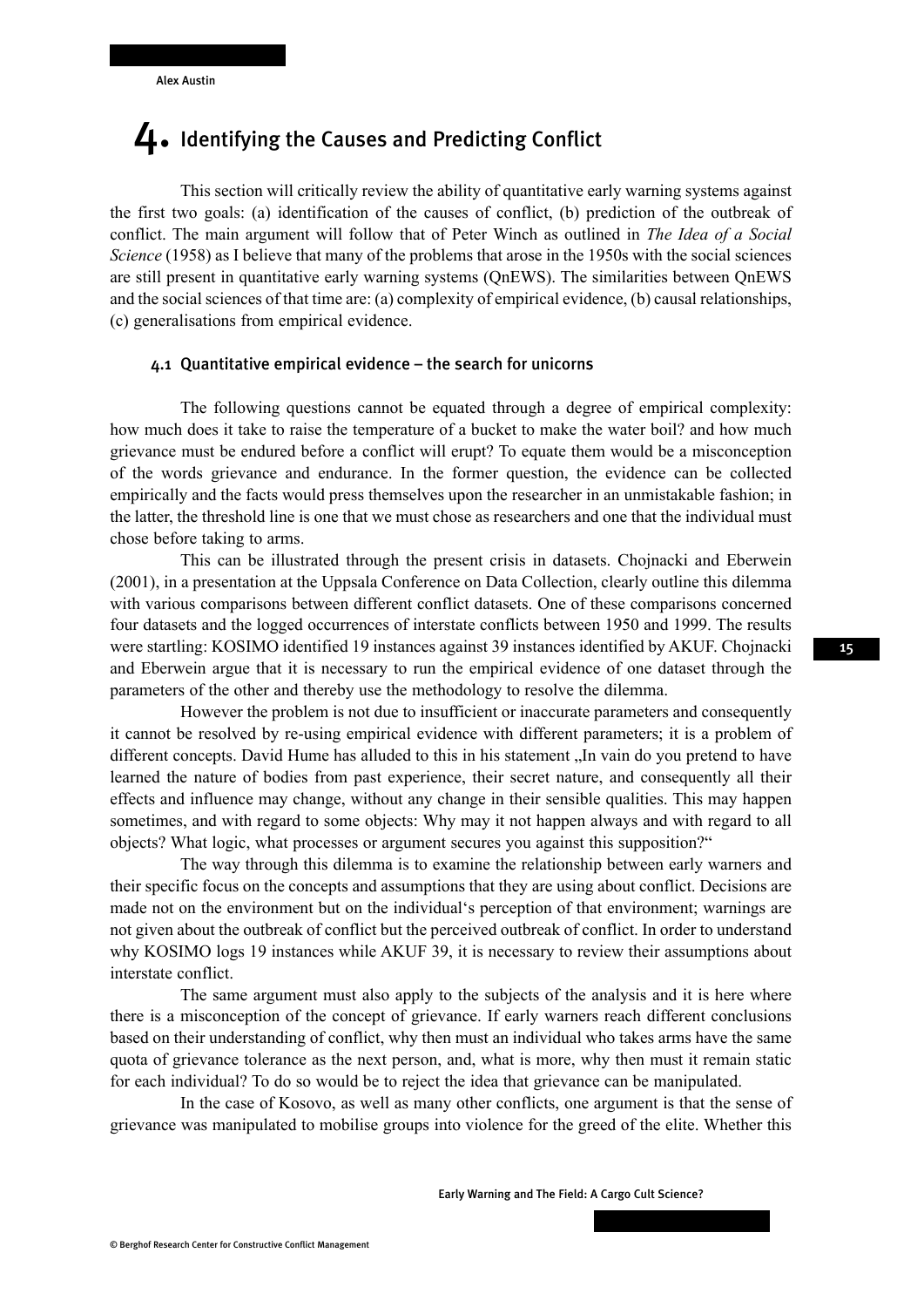# 4. Identifying the Causes and Predicting Conflict

This section will critically review the ability of quantitative early warning systems against the first two goals: (a) identification of the causes of conflict, (b) prediction of the outbreak of conflict. The main argument will follow that of Peter Winch as outlined in *The Idea of a Social Science* (1958) as I believe that many of the problems that arose in the 1950s with the social sciences are still present in quantitative early warning systems (QnEWS). The similarities between QnEWS and the social sciences of that time are: (a) complexity of empirical evidence, (b) causal relationships, (c) generalisations from empirical evidence.

## 4.1 Quantitative empirical evidence – the search for unicorns

The following questions cannot be equated through a degree of empirical complexity: how much does it take to raise the temperature of a bucket to make the water boil? and how much grievance must be endured before a conflict will erupt? To equate them would be a misconception of the words grievance and endurance. In the former question, the evidence can be collected empirically and the facts would press themselves upon the researcher in an unmistakable fashion; in the latter, the threshold line is one that we must chose as researchers and one that the individual must chose before taking to arms.

This can be illustrated through the present crisis in datasets. Chojnacki and Eberwein (2001), in a presentation at the Uppsala Conference on Data Collection, clearly outline this dilemma with various comparisons between different conflict datasets. One of these comparisons concerned four datasets and the logged occurrences of interstate conflicts between 1950 and 1999. The results were startling: KOSIMO identified 19 instances against 39 instances identified by AKUF. Chojnacki and Eberwein argue that it is necessary to run the empirical evidence of one dataset through the parameters of the other and thereby use the methodology to resolve the dilemma.

However the problem is not due to insufficient or inaccurate parameters and consequently it cannot be resolved by re-using empirical evidence with different parameters; it is a problem of different concepts. David Hume has alluded to this in his statement „In vain do you pretend to have learned the nature of bodies from past experience, their secret nature, and consequently all their effects and influence may change, without any change in their sensible qualities. This may happen sometimes, and with regard to some objects: Why may it not happen always and with regard to all objects? What logic, what processes or argument secures you against this supposition?"

The way through this dilemma is to examine the relationship between early warners and their specific focus on the concepts and assumptions that they are using about conflict. Decisions are made not on the environment but on the individual's perception of that environment; warnings are not given about the outbreak of conflict but the perceived outbreak of conflict. In order to understand why KOSIMO logs 19 instances while AKUF 39, it is necessary to review their assumptions about interstate conflict.

The same argument must also apply to the subjects of the analysis and it is here where there is a misconception of the concept of grievance. If early warners reach different conclusions based on their understanding of conflict, why then must an individual who takes arms have the same quota of grievance tolerance as the next person, and, what is more, why then must it remain static for each individual? To do so would be to reject the idea that grievance can be manipulated.

In the case of Kosovo, as well as many other conflicts, one argument is that the sense of grievance was manipulated to mobilise groups into violence for the greed of the elite. Whether this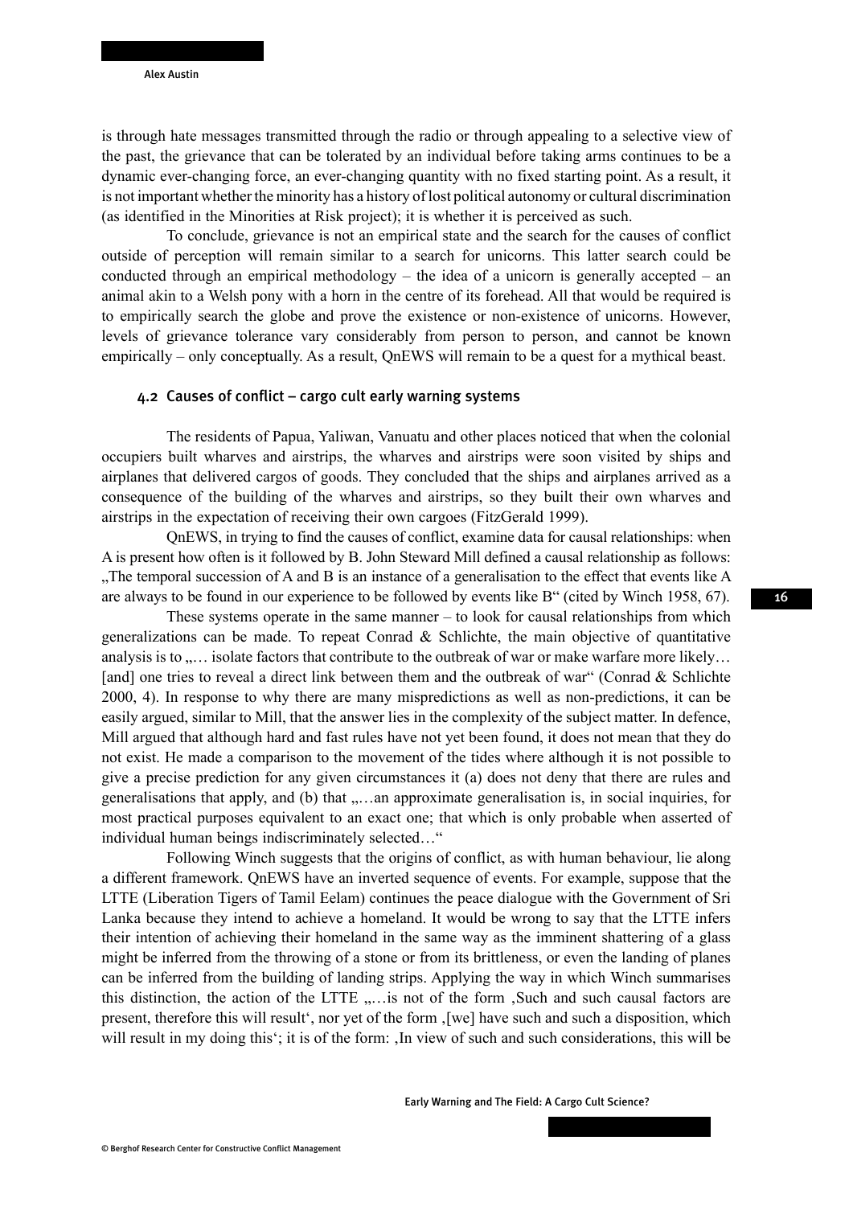is through hate messages transmitted through the radio or through appealing to a selective view of the past, the grievance that can be tolerated by an individual before taking arms continues to be a dynamic ever-changing force, an ever-changing quantity with no fixed starting point. As a result, it is not important whether the minority has a history of lost political autonomy or cultural discrimination (as identified in the Minorities at Risk project); it is whether it is perceived as such.

To conclude, grievance is not an empirical state and the search for the causes of conflict outside of perception will remain similar to a search for unicorns. This latter search could be conducted through an empirical methodology – the idea of a unicorn is generally accepted – an animal akin to a Welsh pony with a horn in the centre of its forehead. All that would be required is to empirically search the globe and prove the existence or non-existence of unicorns. However, levels of grievance tolerance vary considerably from person to person, and cannot be known empirically – only conceptually. As a result, QnEWS will remain to be a quest for a mythical beast.

### 4.2 Causes of conflict – cargo cult early warning systems

The residents of Papua, Yaliwan, Vanuatu and other places noticed that when the colonial occupiers built wharves and airstrips, the wharves and airstrips were soon visited by ships and airplanes that delivered cargos of goods. They concluded that the ships and airplanes arrived as a consequence of the building of the wharves and airstrips, so they built their own wharves and airstrips in the expectation of receiving their own cargoes (FitzGerald 1999).

QnEWS, in trying to find the causes of conflict, examine data for causal relationships: when A is present how often is it followed by B. John Steward Mill defined a causal relationship as follows: „The temporal succession of A and B is an instance of a generalisation to the effect that events like A are always to be found in our experience to be followed by events like B“ (cited by Winch 1958, 67).

These systems operate in the same manner – to look for causal relationships from which generalizations can be made. To repeat Conrad & Schlichte, the main objective of quantitative analysis is to „… isolate factors that contribute to the outbreak of war or make warfare more likely… [and] one tries to reveal a direct link between them and the outbreak of war“ (Conrad & Schlichte 2000, 4). In response to why there are many mispredictions as well as non-predictions, it can be easily argued, similar to Mill, that the answer lies in the complexity of the subject matter. In defence, Mill argued that although hard and fast rules have not yet been found, it does not mean that they do not exist. He made a comparison to the movement of the tides where although it is not possible to give a precise prediction for any given circumstances it (a) does not deny that there are rules and generalisations that apply, and (b) that „…an approximate generalisation is, in social inquiries, for most practical purposes equivalent to an exact one; that which is only probable when asserted of individual human beings indiscriminately selected…“

Following Winch suggests that the origins of conflict, as with human behaviour, lie along a different framework. QnEWS have an inverted sequence of events. For example, suppose that the LTTE (Liberation Tigers of Tamil Eelam) continues the peace dialogue with the Government of Sri Lanka because they intend to achieve a homeland. It would be wrong to say that the LTTE infers their intention of achieving their homeland in the same way as the imminent shattering of a glass might be inferred from the throwing of a stone or from its brittleness, or even the landing of planes can be inferred from the building of landing strips. Applying the way in which Winch summarises this distinction, the action of the LTTE „…is not of the form ‚Such and such causal factors are present, therefore this will result‘, nor yet of the form ‚[we] have such and such a disposition, which will result in my doing this‘; it is of the form: ‚In view of such and such considerations, this will be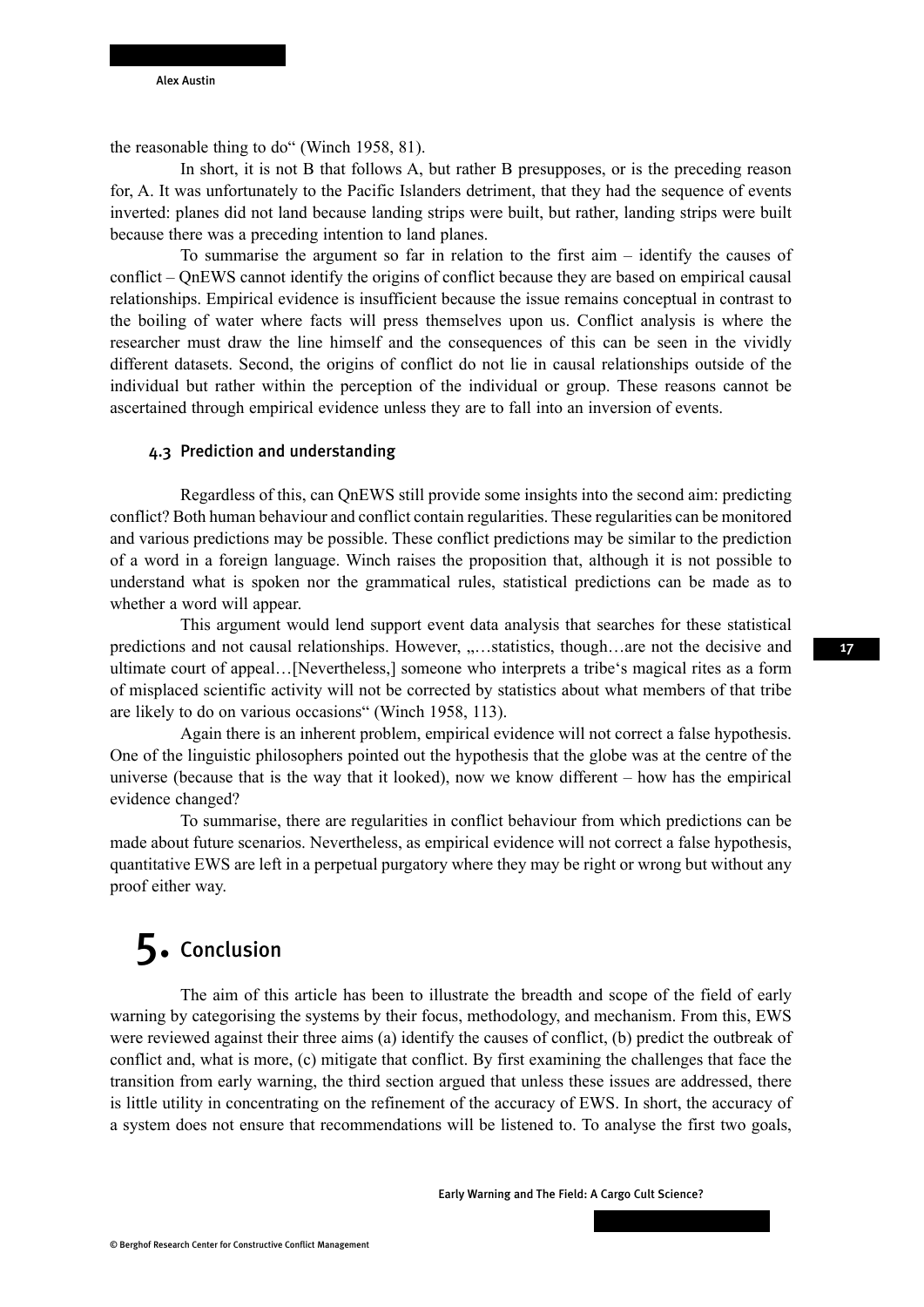the reasonable thing to do" (Winch 1958, 81).

In short, it is not B that follows A, but rather B presupposes, or is the preceding reason for, A. It was unfortunately to the Pacific Islanders detriment, that they had the sequence of events inverted: planes did not land because landing strips were built, but rather, landing strips were built because there was a preceding intention to land planes.

To summarise the argument so far in relation to the first aim – identify the causes of conflict – QnEWS cannot identify the origins of conflict because they are based on empirical causal relationships. Empirical evidence is insufficient because the issue remains conceptual in contrast to the boiling of water where facts will press themselves upon us. Conflict analysis is where the researcher must draw the line himself and the consequences of this can be seen in the vividly different datasets. Second, the origins of conflict do not lie in causal relationships outside of the individual but rather within the perception of the individual or group. These reasons cannot be ascertained through empirical evidence unless they are to fall into an inversion of events.

### 4.3 Prediction and understanding

Regardless of this, can QnEWS still provide some insights into the second aim: predicting conflict? Both human behaviour and conflict contain regularities. These regularities can be monitored and various predictions may be possible. These conflict predictions may be similar to the prediction of a word in a foreign language. Winch raises the proposition that, although it is not possible to understand what is spoken nor the grammatical rules, statistical predictions can be made as to whether a word will appear.

This argument would lend support event data analysis that searches for these statistical predictions and not causal relationships. However, „…statistics, though…are not the decisive and ultimate court of appeal…[Nevertheless,] someone who interprets a tribe's magical rites as a form of misplaced scientific activity will not be corrected by statistics about what members of that tribe are likely to do on various occasions" (Winch 1958, 113).

Again there is an inherent problem, empirical evidence will not correct a false hypothesis. One of the linguistic philosophers pointed out the hypothesis that the globe was at the centre of the universe (because that is the way that it looked), now we know different – how has the empirical evidence changed?

To summarise, there are regularities in conflict behaviour from which predictions can be made about future scenarios. Nevertheless, as empirical evidence will not correct a false hypothesis, quantitative EWS are left in a perpetual purgatory where they may be right or wrong but without any proof either way.

# 5. Conclusion

The aim of this article has been to illustrate the breadth and scope of the field of early warning by categorising the systems by their focus, methodology, and mechanism. From this, EWS were reviewed against their three aims (a) identify the causes of conflict, (b) predict the outbreak of conflict and, what is more, (c) mitigate that conflict. By first examining the challenges that face the transition from early warning, the third section argued that unless these issues are addressed, there is little utility in concentrating on the refinement of the accuracy of EWS. In short, the accuracy of a system does not ensure that recommendations will be listened to. To analyse the first two goals,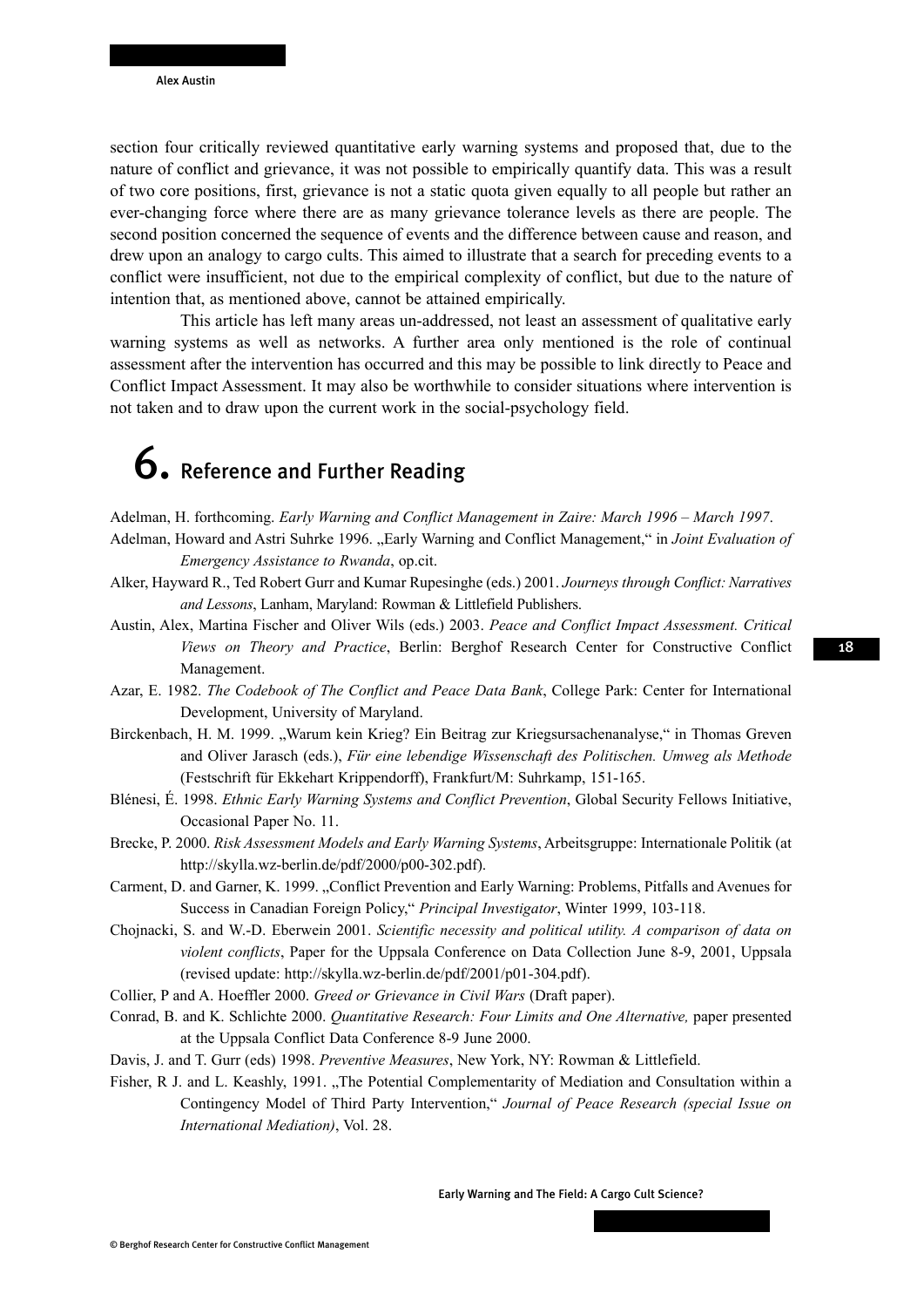section four critically reviewed quantitative early warning systems and proposed that, due to the nature of conflict and grievance, it was not possible to empirically quantify data. This was a result of two core positions, first, grievance is not a static quota given equally to all people but rather an ever-changing force where there are as many grievance tolerance levels as there are people. The second position concerned the sequence of events and the difference between cause and reason, and drew upon an analogy to cargo cults. This aimed to illustrate that a search for preceding events to a conflict were insufficient, not due to the empirical complexity of conflict, but due to the nature of intention that, as mentioned above, cannot be attained empirically.

This article has left many areas un-addressed, not least an assessment of qualitative early warning systems as well as networks. A further area only mentioned is the role of continual assessment after the intervention has occurred and this may be possible to link directly to Peace and Conflict Impact Assessment. It may also be worthwhile to consider situations where intervention is not taken and to draw upon the current work in the social-psychology field.

# 6. Reference and Further Reading

Adelman, H. forthcoming. *Early Warning and Conflict Management in Zaire: March 1996 – March 1997*.

Adelman, Howard and Astri Suhrke 1996. „Early Warning and Conflict Management," in *Joint Evaluation of Emergency Assistance to Rwanda*, op.cit.

Alker, Hayward R., Ted Robert Gurr and Kumar Rupesinghe (eds.) 2001. *Journeys through Conflict: Narratives and Lessons*, Lanham, Maryland: Rowman & Littlefield Publishers.

Austin, Alex, Martina Fischer and Oliver Wils (eds.) 2003. *Peace and Conflict Impact Assessment. Critical Views on Theory and Practice*, Berlin: Berghof Research Center for Constructive Conflict Management.

Azar, E. 1982. *The Codebook of The Conflict and Peace Data Bank*, College Park: Center for International Development, University of Maryland.

Birckenbach, H. M. 1999. „Warum kein Krieg? Ein Beitrag zur Kriegsursachenanalyse," in Thomas Greven and Oliver Jarasch (eds.), *Für eine lebendige Wissenschaft des Politischen. Umweg als Methode* (Festschrift für Ekkehart Krippendorff), Frankfurt/M: Suhrkamp, 151-165.

Blénesi, É. 1998. *Ethnic Early Warning Systems and Conflict Prevention*, Global Security Fellows Initiative, Occasional Paper No. 11.

Brecke, P. 2000. *Risk Assessment Models and Early Warning Systems*, Arbeitsgruppe: Internationale Politik (at http://skylla.wz-berlin.de/pdf/2000/p00-302.pdf).

Carment, D. and Garner, K. 1999. „Conflict Prevention and Early Warning: Problems, Pitfalls and Avenues for Success in Canadian Foreign Policy," *Principal Investigator*, Winter 1999, 103-118.

Chojnacki, S. and W.-D. Eberwein 2001. *Scientific necessity and political utility. A comparison of data on violent conflicts*, Paper for the Uppsala Conference on Data Collection June 8-9, 2001, Uppsala (revised update: http://skylla.wz-berlin.de/pdf/2001/p01-304.pdf).

Collier, P and A. Hoeffler 2000. *Greed or Grievance in Civil Wars* (Draft paper).

Conrad, B. and K. Schlichte 2000. *Quantitative Research: Four Limits and One Alternative,* paper presented at the Uppsala Conflict Data Conference 8-9 June 2000.

Davis, J. and T. Gurr (eds) 1998. *Preventive Measures*, New York, NY: Rowman & Littlefield.

Fisher, R J. and L. Keashly, 1991. „The Potential Complementarity of Mediation and Consultation within a Contingency Model of Third Party Intervention," *Journal of Peace Research (special Issue on International Mediation)*, Vol. 28.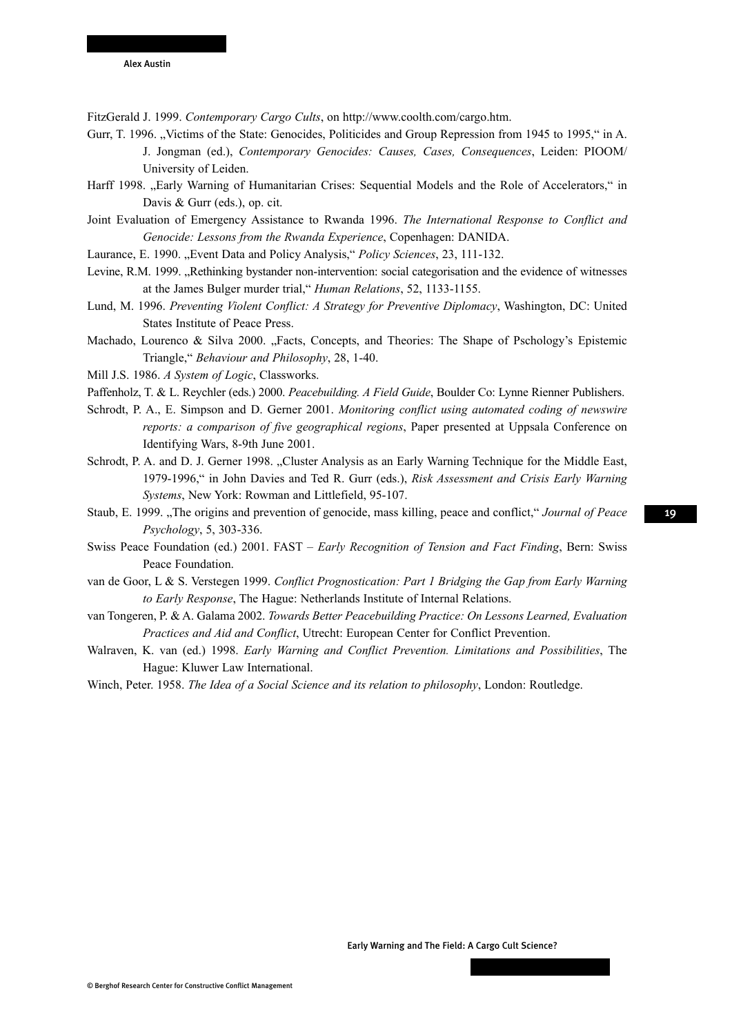FitzGerald J. 1999. *Contemporary Cargo Cults*, on http://www.coolth.com/cargo.htm.

Gurr, T. 1996. „Victims of the State: Genocides, Politicides and Group Repression from 1945 to 1995," in A. J. Jongman (ed.), *Contemporary Genocides: Causes, Cases, Consequences*, Leiden: PIOOM/ University of Leiden.

Harff 1998. „Early Warning of Humanitarian Crises: Sequential Models and the Role of Accelerators," in Davis & Gurr (eds.), op. cit.

Joint Evaluation of Emergency Assistance to Rwanda 1996. *The International Response to Conflict and Genocide: Lessons from the Rwanda Experience*, Copenhagen: DANIDA.

Laurance, E. 1990. „Event Data and Policy Analysis," *Policy Sciences*, 23, 111-132.

Levine, R.M. 1999. „Rethinking bystander non-intervention: social categorisation and the evidence of witnesses at the James Bulger murder trial," *Human Relations*, 52, 1133-1155.

Lund, M. 1996. *Preventing Violent Conflict: A Strategy for Preventive Diplomacy*, Washington, DC: United States Institute of Peace Press.

Machado, Lourenco & Silva 2000. „Facts, Concepts, and Theories: The Shape of Pschology's Epistemic Triangle," *Behaviour and Philosophy*, 28, 1-40.

Mill J.S. 1986. *A System of Logic*, Classworks.

Paffenholz, T. & L. Reychler (eds.) 2000. *Peacebuilding. A Field Guide*, Boulder Co: Lynne Rienner Publishers.

Schrodt, P. A., E. Simpson and D. Gerner 2001. *Monitoring conflict using automated coding of newswire reports: a comparison of five geographical regions*, Paper presented at Uppsala Conference on Identifying Wars, 8-9th June 2001.

Schrodt, P. A. and D. J. Gerner 1998. „Cluster Analysis as an Early Warning Technique for the Middle East, 1979-1996," in John Davies and Ted R. Gurr (eds.), *Risk Assessment and Crisis Early Warning Systems*, New York: Rowman and Littlefield, 95-107.

Staub, E. 1999. „The origins and prevention of genocide, mass killing, peace and conflict," *Journal of Peace Psychology*, 5, 303-336.

Swiss Peace Foundation (ed.) 2001. FAST – *Early Recognition of Tension and Fact Finding*, Bern: Swiss Peace Foundation.

van de Goor, L & S. Verstegen 1999. *Conflict Prognostication: Part 1 Bridging the Gap from Early Warning to Early Response*, The Hague: Netherlands Institute of Internal Relations.

van Tongeren, P. & A. Galama 2002. *Towards Better Peacebuilding Practice: On Lessons Learned, Evaluation Practices and Aid and Conflict*, Utrecht: European Center for Conflict Prevention.

Walraven, K. van (ed.) 1998. *Early Warning and Conflict Prevention. Limitations and Possibilities*, The Hague: Kluwer Law International.

Winch, Peter. 1958. *The Idea of a Social Science and its relation to philosophy*, London: Routledge.